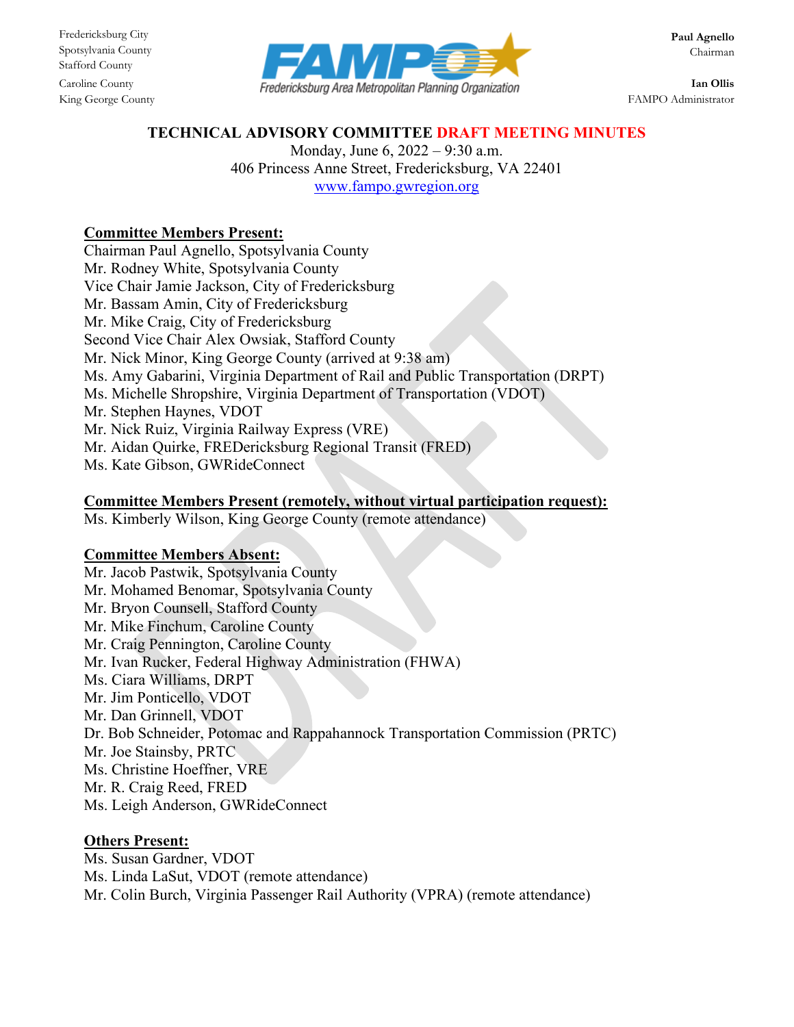Fredericksburg City
Spotsylvania County
Stafford County
Caroline County
King George County

FAMPO Fredericksburg Area Metropolitan Planning Organization

**Paul Agnello**
Chairman

**Ian Ollis**
FAMPO Administrator

# TECHNICAL ADVISORY COMMITTEE DRAFT MEETING MINUTES

Monday, June 6, 2022 – 9:30 a.m.
406 Princess Anne Street, Fredericksburg, VA 22401
www.fampo.gwregion.org

**Committee Members Present:**

Chairman Paul Agnello, Spotsylvania County
Mr. Rodney White, Spotsylvania County
Vice Chair Jamie Jackson, City of Fredericksburg
Mr. Bassam Amin, City of Fredericksburg
Mr. Mike Craig, City of Fredericksburg
Second Vice Chair Alex Owsiak, Stafford County
Mr. Nick Minor, King George County (arrived at 9:38 am)
Ms. Amy Gabarini, Virginia Department of Rail and Public Transportation (DRPT)
Ms. Michelle Shropshire, Virginia Department of Transportation (VDOT)
Mr. Stephen Haynes, VDOT
Mr. Nick Ruiz, Virginia Railway Express (VRE)
Mr. Aidan Quirke, FREDericksburg Regional Transit (FRED)
Ms. Kate Gibson, GWRideConnect

**Committee Members Present (remotely, without virtual participation request):**

Ms. Kimberly Wilson, King George County (remote attendance)

**Committee Members Absent:**

Mr. Jacob Pastwik, Spotsylvania County
Mr. Mohamed Benomar, Spotsylvania County
Mr. Bryon Counsell, Stafford County
Mr. Mike Finchum, Caroline County
Mr. Craig Pennington, Caroline County
Mr. Ivan Rucker, Federal Highway Administration (FHWA)
Ms. Ciara Williams, DRPT
Mr. Jim Ponticello, VDOT
Mr. Dan Grinnell, VDOT
Dr. Bob Schneider, Potomac and Rappahannock Transportation Commission (PRTC)
Mr. Joe Stainsby, PRTC
Ms. Christine Hoeffner, VRE
Mr. R. Craig Reed, FRED
Ms. Leigh Anderson, GWRideConnect

**Others Present:**

Ms. Susan Gardner, VDOT
Ms. Linda LaSut, VDOT (remote attendance)
Mr. Colin Burch, Virginia Passenger Rail Authority (VPRA) (remote attendance)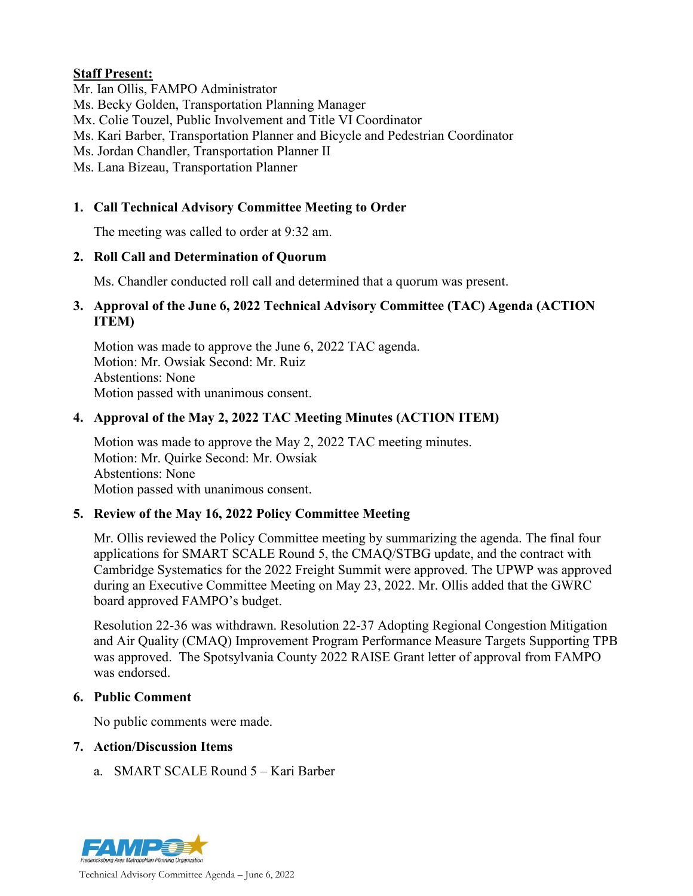**Staff Present:**

Mr. Ian Ollis, FAMPO Administrator
Ms. Becky Golden, Transportation Planning Manager
Mx. Colie Touzel, Public Involvement and Title VI Coordinator
Ms. Kari Barber, Transportation Planner and Bicycle and Pedestrian Coordinator
Ms. Jordan Chandler, Transportation Planner II
Ms. Lana Bizeau, Transportation Planner

1. **Call Technical Advisory Committee Meeting to Order**

   The meeting was called to order at 9:32 am.

2. **Roll Call and Determination of Quorum**

   Ms. Chandler conducted roll call and determined that a quorum was present.

3. **Approval of the June 6, 2022 Technical Advisory Committee (TAC) Agenda (ACTION ITEM)**

   Motion was made to approve the June 6, 2022 TAC agenda.
   Motion: Mr. Owsiak Second: Mr. Ruiz
   Abstentions: None
   Motion passed with unanimous consent.

4. **Approval of the May 2, 2022 TAC Meeting Minutes (ACTION ITEM)**

   Motion was made to approve the May 2, 2022 TAC meeting minutes.
   Motion: Mr. Quirke Second: Mr. Owsiak
   Abstentions: None
   Motion passed with unanimous consent.

5. **Review of the May 16, 2022 Policy Committee Meeting**

   Mr. Ollis reviewed the Policy Committee meeting by summarizing the agenda. The final four applications for SMART SCALE Round 5, the CMAQ/STBG update, and the contract with Cambridge Systematics for the 2022 Freight Summit were approved. The UPWP was approved during an Executive Committee Meeting on May 23, 2022. Mr. Ollis added that the GWRC board approved FAMPO's budget.

   Resolution 22-36 was withdrawn. Resolution 22-37 Adopting Regional Congestion Mitigation and Air Quality (CMAQ) Improvement Program Performance Measure Targets Supporting TPB was approved. The Spotsylvania County 2022 RAISE Grant letter of approval from FAMPO was endorsed.

6. **Public Comment**

   No public comments were made.

7. **Action/Discussion Items**

   a. SMART SCALE Round 5 – Kari Barber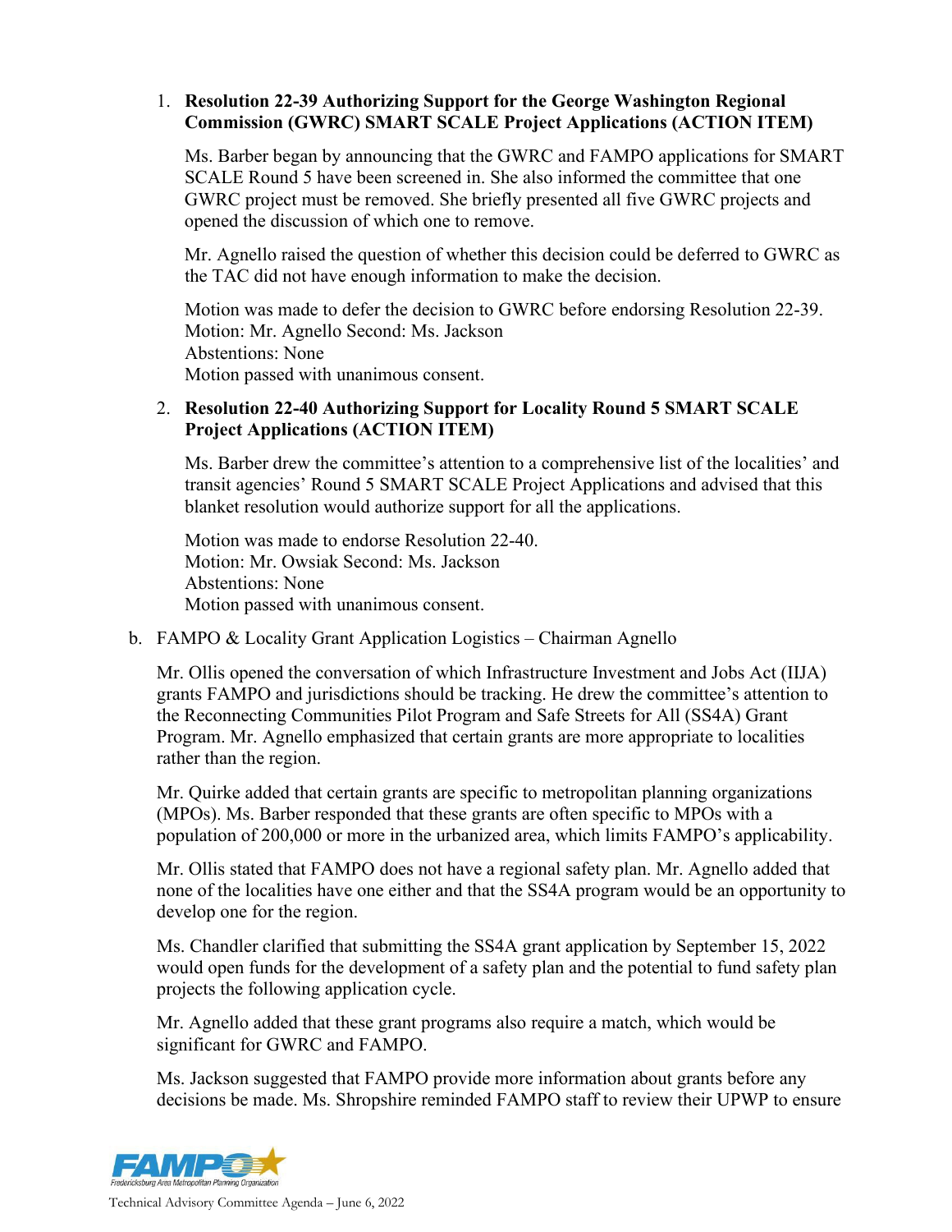1. **Resolution 22-39 Authorizing Support for the George Washington Regional Commission (GWRC) SMART SCALE Project Applications (ACTION ITEM)**

   Ms. Barber began by announcing that the GWRC and FAMPO applications for SMART SCALE Round 5 have been screened in. She also informed the committee that one GWRC project must be removed. She briefly presented all five GWRC projects and opened the discussion of which one to remove.

   Mr. Agnello raised the question of whether this decision could be deferred to GWRC as the TAC did not have enough information to make the decision.

   Motion was made to defer the decision to GWRC before endorsing Resolution 22-39.
   Motion: Mr. Agnello Second: Ms. Jackson
   Abstentions: None
   Motion passed with unanimous consent.

2. **Resolution 22-40 Authorizing Support for Locality Round 5 SMART SCALE Project Applications (ACTION ITEM)**

   Ms. Barber drew the committee's attention to a comprehensive list of the localities' and transit agencies' Round 5 SMART SCALE Project Applications and advised that this blanket resolution would authorize support for all the applications.

   Motion was made to endorse Resolution 22-40.
   Motion: Mr. Owsiak Second: Ms. Jackson
   Abstentions: None
   Motion passed with unanimous consent.

b. FAMPO & Locality Grant Application Logistics – Chairman Agnello

Mr. Ollis opened the conversation of which Infrastructure Investment and Jobs Act (IIJA) grants FAMPO and jurisdictions should be tracking. He drew the committee's attention to the Reconnecting Communities Pilot Program and Safe Streets for All (SS4A) Grant Program. Mr. Agnello emphasized that certain grants are more appropriate to localities rather than the region.

Mr. Quirke added that certain grants are specific to metropolitan planning organizations (MPOs). Ms. Barber responded that these grants are often specific to MPOs with a population of 200,000 or more in the urbanized area, which limits FAMPO's applicability.

Mr. Ollis stated that FAMPO does not have a regional safety plan. Mr. Agnello added that none of the localities have one either and that the SS4A program would be an opportunity to develop one for the region.

Ms. Chandler clarified that submitting the SS4A grant application by September 15, 2022 would open funds for the development of a safety plan and the potential to fund safety plan projects the following application cycle.

Mr. Agnello added that these grant programs also require a match, which would be significant for GWRC and FAMPO.

Ms. Jackson suggested that FAMPO provide more information about grants before any decisions be made. Ms. Shropshire reminded FAMPO staff to review their UPWP to ensure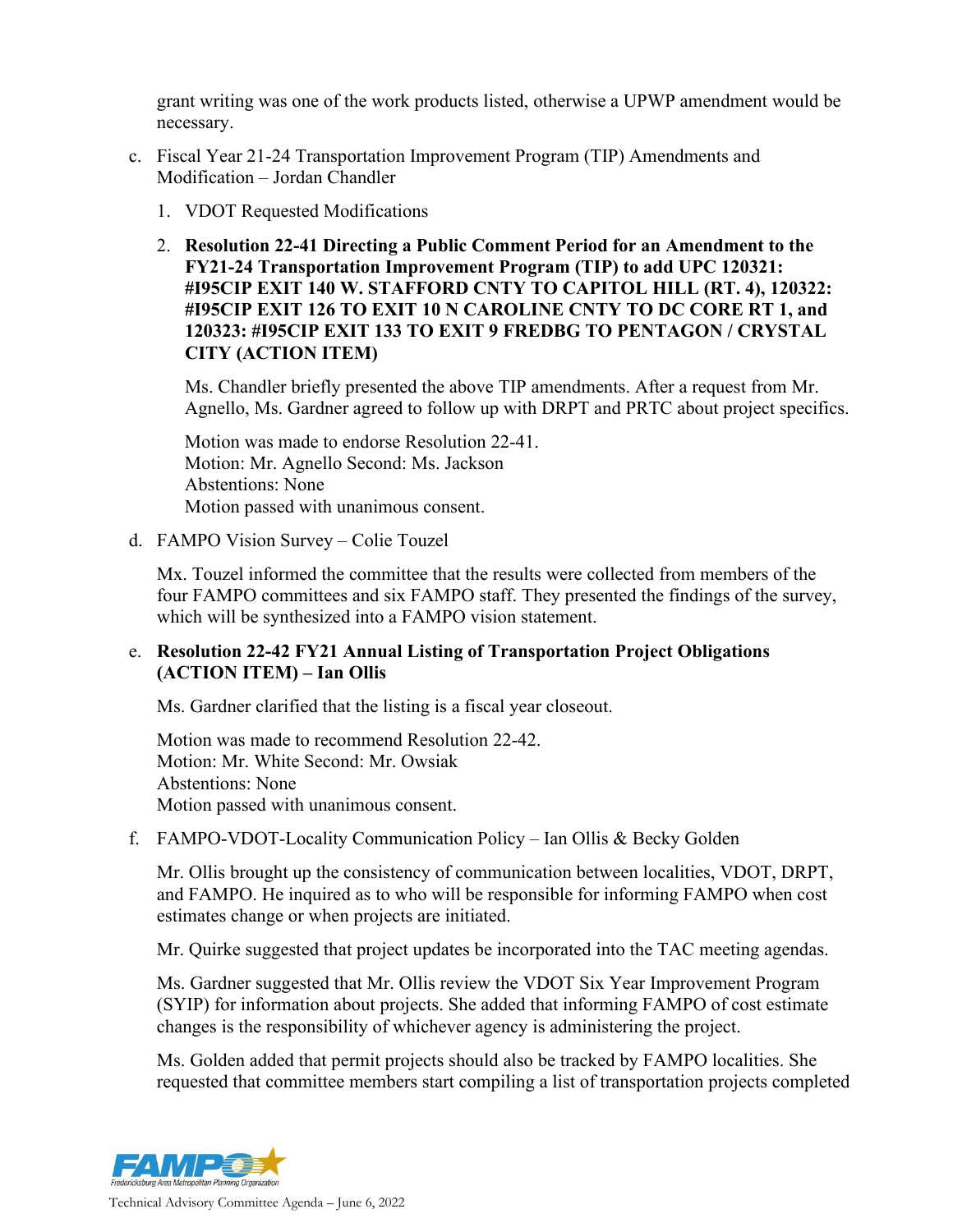grant writing was one of the work products listed, otherwise a UPWP amendment would be necessary.

c. Fiscal Year 21-24 Transportation Improvement Program (TIP) Amendments and Modification – Jordan Chandler

   1. VDOT Requested Modifications

   2. **Resolution 22-41 Directing a Public Comment Period for an Amendment to the FY21-24 Transportation Improvement Program (TIP) to add UPC 120321: #I95CIP EXIT 140 W. STAFFORD CNTY TO CAPITOL HILL (RT. 4), 120322: #I95CIP EXIT 126 TO EXIT 10 N CAROLINE CNTY TO DC CORE RT 1, and 120323: #I95CIP EXIT 133 TO EXIT 9 FREDBG TO PENTAGON / CRYSTAL CITY (ACTION ITEM)**

      Ms. Chandler briefly presented the above TIP amendments. After a request from Mr. Agnello, Ms. Gardner agreed to follow up with DRPT and PRTC about project specifics.

      Motion was made to endorse Resolution 22-41.
      Motion: Mr. Agnello Second: Ms. Jackson
      Abstentions: None
      Motion passed with unanimous consent.

d. FAMPO Vision Survey – Colie Touzel

   Mx. Touzel informed the committee that the results were collected from members of the four FAMPO committees and six FAMPO staff. They presented the findings of the survey, which will be synthesized into a FAMPO vision statement.

e. **Resolution 22-42 FY21 Annual Listing of Transportation Project Obligations (ACTION ITEM) – Ian Ollis**

   Ms. Gardner clarified that the listing is a fiscal year closeout.

   Motion was made to recommend Resolution 22-42.
   Motion: Mr. White Second: Mr. Owsiak
   Abstentions: None
   Motion passed with unanimous consent.

f. FAMPO-VDOT-Locality Communication Policy – Ian Ollis & Becky Golden

   Mr. Ollis brought up the consistency of communication between localities, VDOT, DRPT, and FAMPO. He inquired as to who will be responsible for informing FAMPO when cost estimates change or when projects are initiated.

   Mr. Quirke suggested that project updates be incorporated into the TAC meeting agendas.

   Ms. Gardner suggested that Mr. Ollis review the VDOT Six Year Improvement Program (SYIP) for information about projects. She added that informing FAMPO of cost estimate changes is the responsibility of whichever agency is administering the project.

   Ms. Golden added that permit projects should also be tracked by FAMPO localities. She requested that committee members start compiling a list of transportation projects completed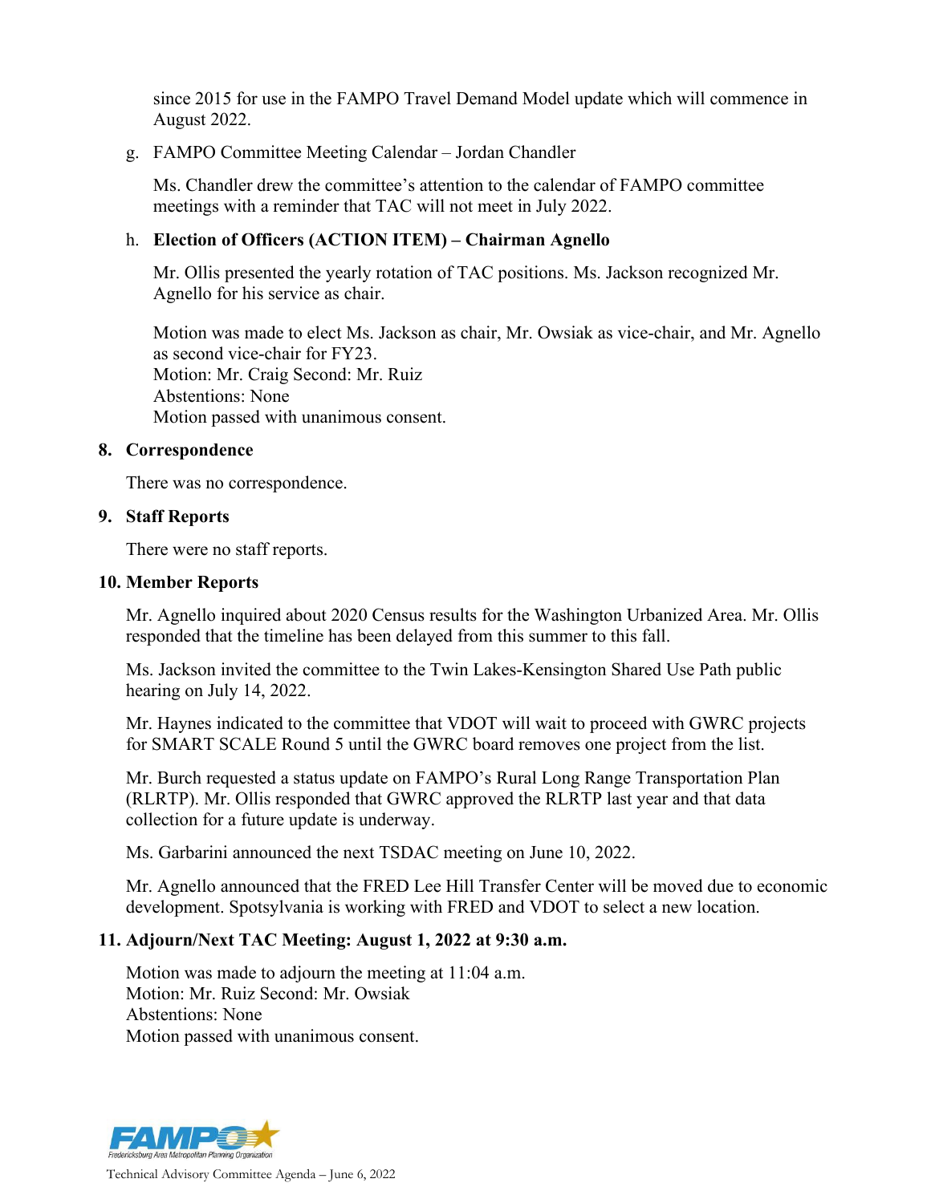since 2015 for use in the FAMPO Travel Demand Model update which will commence in August 2022.

g. FAMPO Committee Meeting Calendar – Jordan Chandler

Ms. Chandler drew the committee's attention to the calendar of FAMPO committee meetings with a reminder that TAC will not meet in July 2022.

h. **Election of Officers (ACTION ITEM) – Chairman Agnello**

Mr. Ollis presented the yearly rotation of TAC positions. Ms. Jackson recognized Mr. Agnello for his service as chair.

Motion was made to elect Ms. Jackson as chair, Mr. Owsiak as vice-chair, and Mr. Agnello as second vice-chair for FY23.
Motion: Mr. Craig Second: Mr. Ruiz
Abstentions: None
Motion passed with unanimous consent.

## 8. Correspondence

There was no correspondence.

## 9. Staff Reports

There were no staff reports.

## 10. Member Reports

Mr. Agnello inquired about 2020 Census results for the Washington Urbanized Area. Mr. Ollis responded that the timeline has been delayed from this summer to this fall.

Ms. Jackson invited the committee to the Twin Lakes-Kensington Shared Use Path public hearing on July 14, 2022.

Mr. Haynes indicated to the committee that VDOT will wait to proceed with GWRC projects for SMART SCALE Round 5 until the GWRC board removes one project from the list.

Mr. Burch requested a status update on FAMPO's Rural Long Range Transportation Plan (RLRTP). Mr. Ollis responded that GWRC approved the RLRTP last year and that data collection for a future update is underway.

Ms. Garbarini announced the next TSDAC meeting on June 10, 2022.

Mr. Agnello announced that the FRED Lee Hill Transfer Center will be moved due to economic development. Spotsylvania is working with FRED and VDOT to select a new location.

## 11. Adjourn/Next TAC Meeting: August 1, 2022 at 9:30 a.m.

Motion was made to adjourn the meeting at 11:04 a.m.
Motion: Mr. Ruiz Second: Mr. Owsiak
Abstentions: None
Motion passed with unanimous consent.